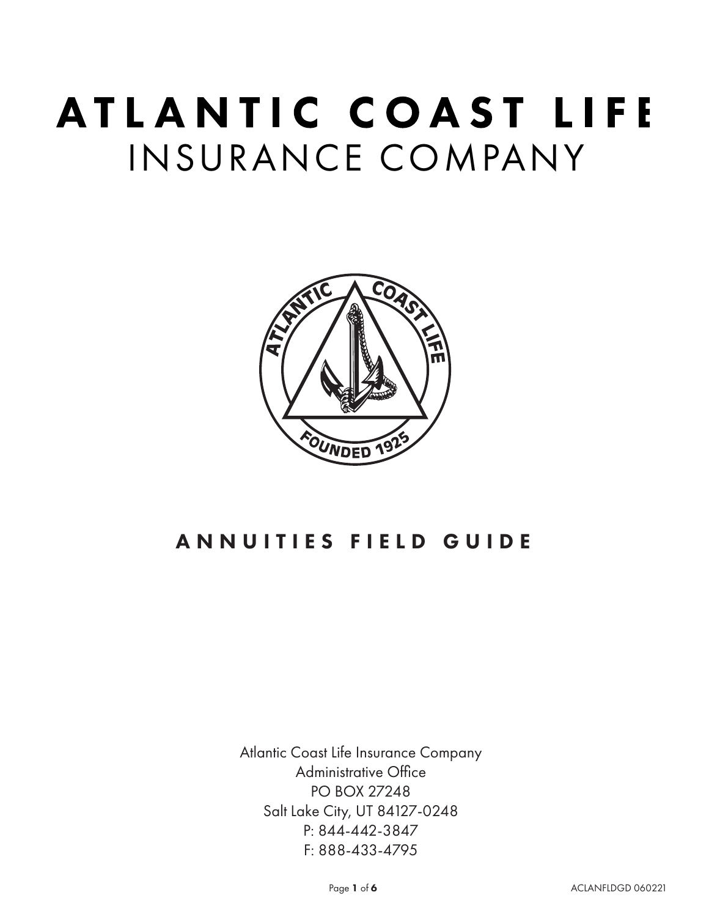# ATLANTIC COAST LIFE

# INSURANCE COMPANY

## ANNUITIES FIELD GUIDE

Atlantic Coast Life Insurance Company
Administrative Office
PO BOX 27248
Salt Lake City, UT 84127-0248
P: 844-442-3847
F: 888-433-4795

ACLANFLDGD 060221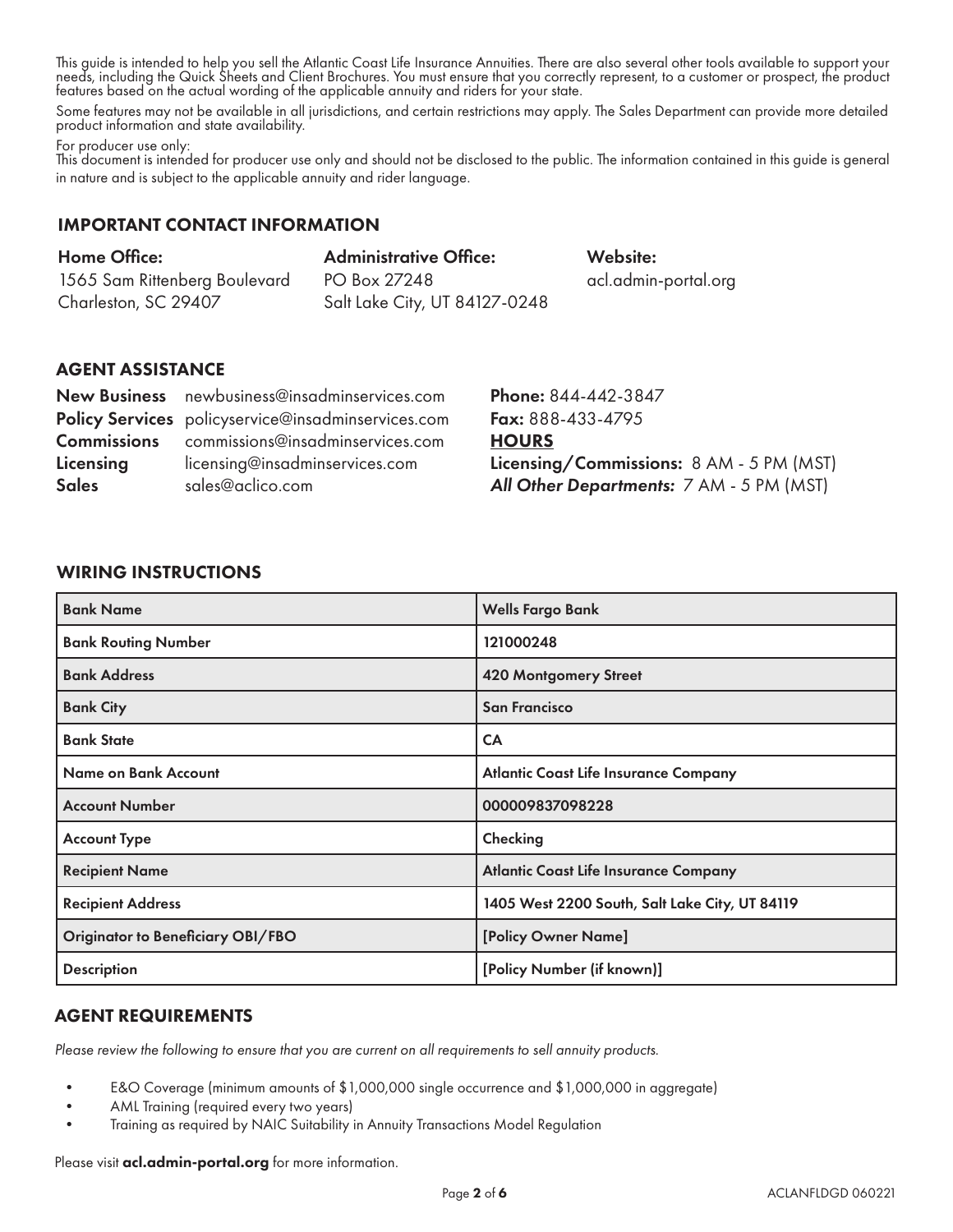This guide is intended to help you sell the Atlantic Coast Life Insurance Annuities. There are also several other tools available to support your needs, including the Quick Sheets and Client Brochures. You must ensure that you correctly represent, to a customer or prospect, the product features based on the actual wording of the applicable annuity and riders for your state.

Some features may not be available in all jurisdictions, and certain restrictions may apply. The Sales Department can provide more detailed product information and state availability.

For producer use only:
This document is intended for producer use only and should not be disclosed to the public. The information contained in this guide is general in nature and is subject to the applicable annuity and rider language.

## IMPORTANT CONTACT INFORMATION

**Home Office:**
1565 Sam Rittenberg Boulevard
Charleston, SC 29407

**Administrative Office:**
PO Box 27248
Salt Lake City, UT 84127-0248

**Website:**
acl.admin-portal.org

## AGENT ASSISTANCE

**New Business** newbusiness@insadminservices.com
**Policy Services** policyservice@insadminservices.com
**Commissions** commissions@insadminservices.com
**Licensing** licensing@insadminservices.com
**Sales** sales@aclico.com

**Phone:** 844-442-3847
**Fax:** 888-433-4795
**HOURS**
**Licensing/Commissions:** 8 AM - 5 PM (MST)
***All Other Departments:*** 7 AM - 5 PM (MST)

## WIRING INSTRUCTIONS

| | |
|---|---|
| **Bank Name** | **Wells Fargo Bank** |
| **Bank Routing Number** | **121000248** |
| **Bank Address** | **420 Montgomery Street** |
| **Bank City** | **San Francisco** |
| **Bank State** | **CA** |
| **Name on Bank Account** | **Atlantic Coast Life Insurance Company** |
| **Account Number** | **000009837098228** |
| **Account Type** | **Checking** |
| **Recipient Name** | **Atlantic Coast Life Insurance Company** |
| **Recipient Address** | **1405 West 2200 South, Salt Lake City, UT 84119** |
| **Originator to Beneficiary OBI/FBO** | **[Policy Owner Name]** |
| **Description** | **[Policy Number (if known)]** |

## AGENT REQUIREMENTS

*Please review the following to ensure that you are current on all requirements to sell annuity products.*

- E&O Coverage (minimum amounts of $1,000,000 single occurrence and $1,000,000 in aggregate)
- AML Training (required every two years)
- Training as required by NAIC Suitability in Annuity Transactions Model Regulation

Please visit **acl.admin-portal.org** for more information.

ACLANFLDGD 060221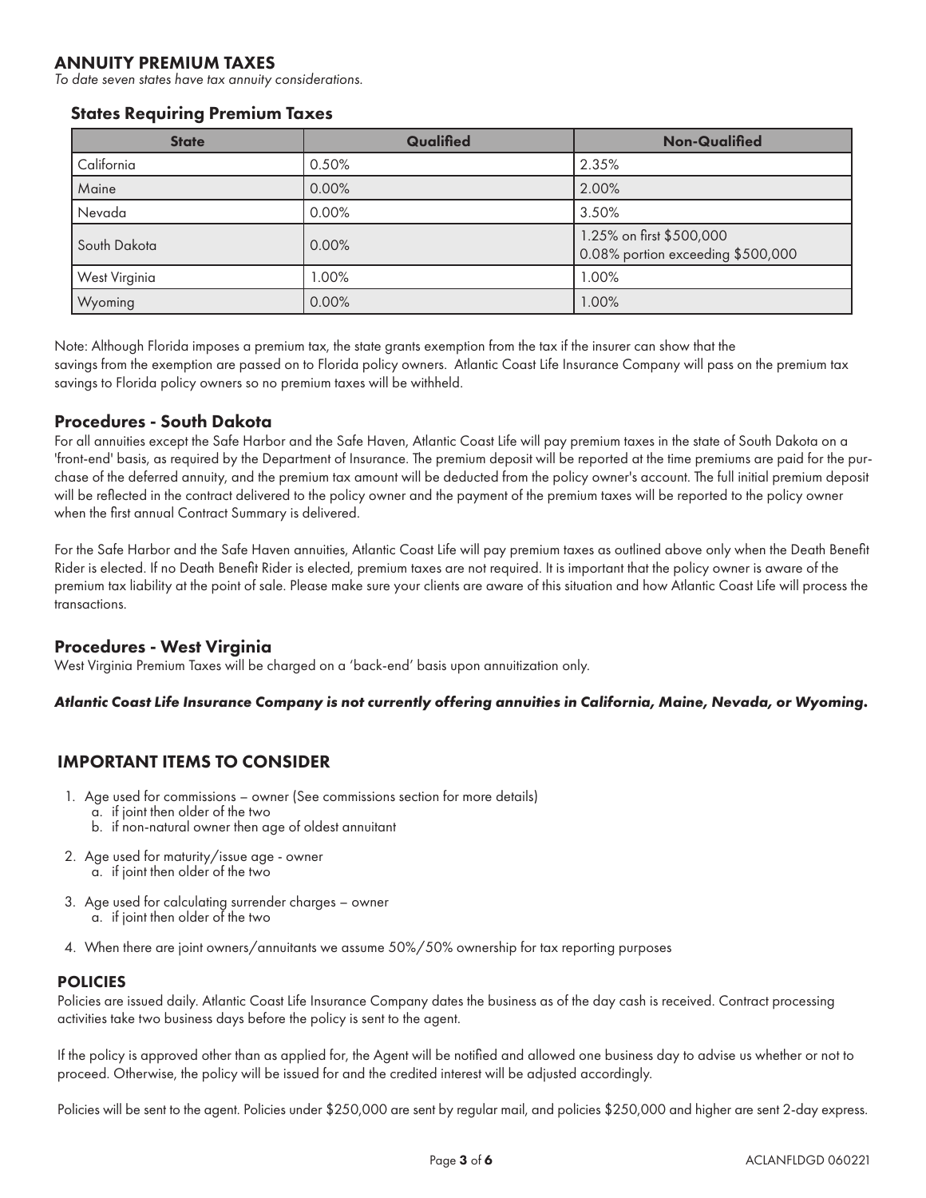## ANNUITY PREMIUM TAXES

*To date seven states have tax annuity considerations.*

### States Requiring Premium Taxes

| State | Qualified | Non-Qualified |
|---|---|---|
| California | 0.50% | 2.35% |
| Maine | 0.00% | 2.00% |
| Nevada | 0.00% | 3.50% |
| South Dakota | 0.00% | 1.25% on first $500,000<br>0.08% portion exceeding $500,000 |
| West Virginia | 1.00% | 1.00% |
| Wyoming | 0.00% | 1.00% |

Note: Although Florida imposes a premium tax, the state grants exemption from the tax if the insurer can show that the savings from the exemption are passed on to Florida policy owners. Atlantic Coast Life Insurance Company will pass on the premium tax savings to Florida policy owners so no premium taxes will be withheld.

### Procedures - South Dakota

For all annuities except the Safe Harbor and the Safe Haven, Atlantic Coast Life will pay premium taxes in the state of South Dakota on a 'front-end' basis, as required by the Department of Insurance. The premium deposit will be reported at the time premiums are paid for the purchase of the deferred annuity, and the premium tax amount will be deducted from the policy owner's account. The full initial premium deposit will be reflected in the contract delivered to the policy owner and the payment of the premium taxes will be reported to the policy owner when the first annual Contract Summary is delivered.

For the Safe Harbor and the Safe Haven annuities, Atlantic Coast Life will pay premium taxes as outlined above only when the Death Benefit Rider is elected. If no Death Benefit Rider is elected, premium taxes are not required. It is important that the policy owner is aware of the premium tax liability at the point of sale. Please make sure your clients are aware of this situation and how Atlantic Coast Life will process the transactions.

### Procedures - West Virginia

West Virginia Premium Taxes will be charged on a 'back-end' basis upon annuitization only.

***Atlantic Coast Life Insurance Company is not currently offering annuities in California, Maine, Nevada, or Wyoming.***

## IMPORTANT ITEMS TO CONSIDER

1. Age used for commissions – owner (See commissions section for more details)
   a. if joint then older of the two
   b. if non-natural owner then age of oldest annuitant
2. Age used for maturity/issue age - owner
   a. if joint then older of the two
3. Age used for calculating surrender charges – owner
   a. if joint then older of the two
4. When there are joint owners/annuitants we assume 50%/50% ownership for tax reporting purposes

### POLICIES

Policies are issued daily. Atlantic Coast Life Insurance Company dates the business as of the day cash is received. Contract processing activities take two business days before the policy is sent to the agent.

If the policy is approved other than as applied for, the Agent will be notified and allowed one business day to advise us whether or not to proceed. Otherwise, the policy will be issued for and the credited interest will be adjusted accordingly.

Policies will be sent to the agent. Policies under $250,000 are sent by regular mail, and policies $250,000 and higher are sent 2-day express.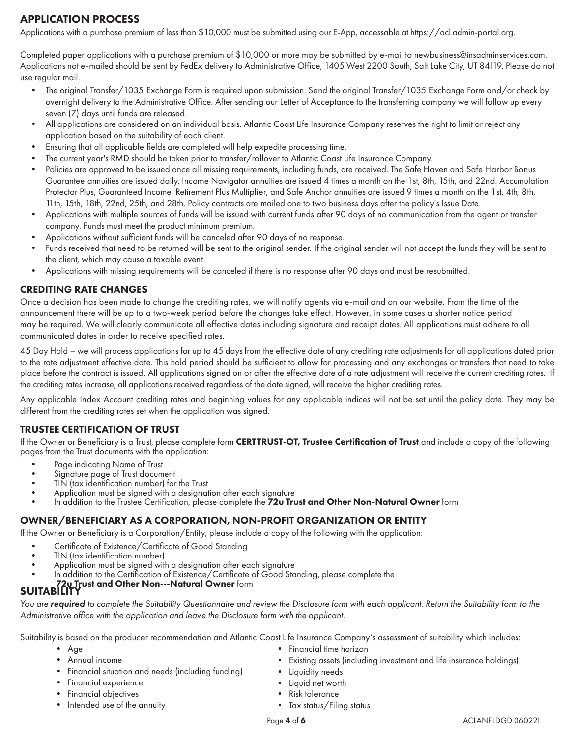## APPLICATION PROCESS

Applications with a purchase premium of less than $10,000 must be submitted using our E-App, accessable at https://acl.admin-portal.org.

Completed paper applications with a purchase premium of $10,000 or more may be submitted by e-mail to newbusiness@insadminservices.com. Applications not e-mailed should be sent by FedEx delivery to Administrative Office, 1405 West 2200 South, Salt Lake City, UT 84119. Please do not use regular mail.

- The original Transfer/1035 Exchange Form is required upon submission. Send the original Transfer/1035 Exchange Form and/or check by overnight delivery to the Administrative Office. After sending our Letter of Acceptance to the transferring company we will follow up every seven (7) days until funds are released.
- All applications are considered on an individual basis. Atlantic Coast Life Insurance Company reserves the right to limit or reject any application based on the suitability of each client.
- Ensuring that all applicable fields are completed will help expedite processing time.
- The current year's RMD should be taken prior to transfer/rollover to Atlantic Coast Life Insurance Company.
- Policies are approved to be issued once all missing requirements, including funds, are received. The Safe Haven and Safe Harbor Bonus Guarantee annuities are issued daily. Income Navigator annuities are issued 4 times a month on the 1st, 8th, 15th, and 22nd. Accumulation Protector Plus, Guaranteed Income, Retirement Plus Multiplier, and Safe Anchor annuities are issued 9 times a month on the 1st, 4th, 8th, 11th, 15th, 18th, 22nd, 25th, and 28th. Policy contracts are mailed one to two business days after the policy's Issue Date.
- Applications with multiple sources of funds will be issued with current funds after 90 days of no communication from the agent or transfer company. Funds must meet the product minimum premium.
- Applications without sufficient funds will be canceled after 90 days of no response.
- Funds received that need to be returned will be sent to the original sender. If the original sender will not accept the funds they will be sent to the client, which may cause a taxable event
- Applications with missing requirements will be canceled if there is no response after 90 days and must be resubmitted.

## CREDITING RATE CHANGES

Once a decision has been made to change the crediting rates, we will notify agents via e-mail and on our website. From the time of the announcement there will be up to a two-week period before the changes take effect. However, in some cases a shorter notice period may be required. We will clearly communicate all effective dates including signature and receipt dates. All applications must adhere to all communicated dates in order to receive specified rates.

45 Day Hold – we will process applications for up to 45 days from the effective date of any crediting rate adjustments for all applications dated prior to the rate adjustment effective date. This hold period should be sufficient to allow for processing and any exchanges or transfers that need to take place before the contract is issued. All applications signed on or after the effective date of a rate adjustment will receive the current crediting rates. If the crediting rates increase, all applications received regardless of the date signed, will receive the higher crediting rates.

Any applicable Index Account crediting rates and beginning values for any applicable indices will not be set until the policy date. They may be different from the crediting rates set when the application was signed.

## TRUSTEE CERTIFICATION OF TRUST

If the Owner or Beneficiary is a Trust, please complete form **CERTTRUST-OT, Trustee Certification of Trust** and include a copy of the following pages from the Trust documents with the application:

- Page indicating Name of Trust
- Signature page of Trust document
- TIN (tax identification number) for the Trust
- Application must be signed with a designation after each signature
- In addition to the Trustee Certification, please complete the **72u Trust and Other Non-Natural Owner** form

## OWNER/BENEFICIARY AS A CORPORATION, NON-PROFIT ORGANIZATION OR ENTITY

If the Owner or Beneficiary is a Corporation/Entity, please include a copy of the following with the application:

- Certificate of Existence/Certificate of Good Standing
- TIN (tax identification number)
- Application must be signed with a designation after each signature
- In addition to the Certification of Existence/Certificate of Good Standing, please complete the **72u Trust and Other Non---Natural Owner** form

## SUITABILITY

*You are **required** to complete the Suitability Questionnaire and review the Disclosure form with each applicant. Return the Suitability form to the Administrative office with the application and leave the Disclosure form with the applicant.*

Suitability is based on the producer recommendation and Atlantic Coast Life Insurance Company's assessment of suitability which includes:

- Age
- Annual income
- Financial situation and needs (including funding)
- Financial experience
- Financial objectives
- Intended use of the annuity
- Financial time horizon
- Existing assets (including investment and life insurance holdings)
- Liquidity needs
- Liquid net worth
- Risk tolerance
- Tax status/Filing status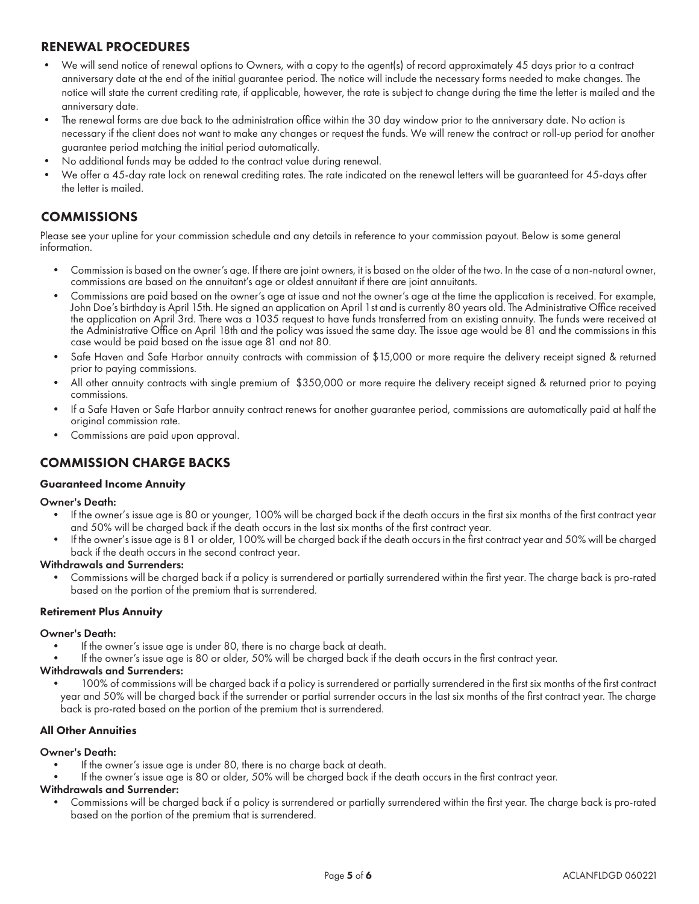## RENEWAL PROCEDURES

- We will send notice of renewal options to Owners, with a copy to the agent(s) of record approximately 45 days prior to a contract anniversary date at the end of the initial guarantee period. The notice will include the necessary forms needed to make changes. The notice will state the current crediting rate, if applicable, however, the rate is subject to change during the time the letter is mailed and the anniversary date.
- The renewal forms are due back to the administration office within the 30 day window prior to the anniversary date. No action is necessary if the client does not want to make any changes or request the funds. We will renew the contract or roll-up period for another guarantee period matching the initial period automatically.
- No additional funds may be added to the contract value during renewal.
- We offer a 45-day rate lock on renewal crediting rates. The rate indicated on the renewal letters will be guaranteed for 45-days after the letter is mailed.

## COMMISSIONS

Please see your upline for your commission schedule and any details in reference to your commission payout. Below is some general information.

- Commission is based on the owner's age. If there are joint owners, it is based on the older of the two. In the case of a non-natural owner, commissions are based on the annuitant's age or oldest annuitant if there are joint annuitants.
- Commissions are paid based on the owner's age at issue and not the owner's age at the time the application is received. For example, John Doe's birthday is April 15th. He signed an application on April 1st and is currently 80 years old. The Administrative Office received the application on April 3rd. There was a 1035 request to have funds transferred from an existing annuity. The funds were received at the Administrative Office on April 18th and the policy was issued the same day. The issue age would be 81 and the commissions in this case would be paid based on the issue age 81 and not 80.
- Safe Haven and Safe Harbor annuity contracts with commission of $15,000 or more require the delivery receipt signed & returned prior to paying commissions.
- All other annuity contracts with single premium of $350,000 or more require the delivery receipt signed & returned prior to paying commissions.
- If a Safe Haven or Safe Harbor annuity contract renews for another guarantee period, commissions are automatically paid at half the original commission rate.
- Commissions are paid upon approval.

## COMMISSION CHARGE BACKS

### Guaranteed Income Annuity

**Owner's Death:**

- If the owner's issue age is 80 or younger, 100% will be charged back if the death occurs in the first six months of the first contract year and 50% will be charged back if the death occurs in the last six months of the first contract year.
- If the owner's issue age is 81 or older, 100% will be charged back if the death occurs in the first contract year and 50% will be charged back if the death occurs in the second contract year.

**Withdrawals and Surrenders:**

- Commissions will be charged back if a policy is surrendered or partially surrendered within the first year. The charge back is pro-rated based on the portion of the premium that is surrendered.

### Retirement Plus Annuity

**Owner's Death:**

- If the owner's issue age is under 80, there is no charge back at death.
- If the owner's issue age is 80 or older, 50% will be charged back if the death occurs in the first contract year.

**Withdrawals and Surrenders:**

- 100% of commissions will be charged back if a policy is surrendered or partially surrendered in the first six months of the first contract year and 50% will be charged back if the surrender or partial surrender occurs in the last six months of the first contract year. The charge back is pro-rated based on the portion of the premium that is surrendered.

### All Other Annuities

**Owner's Death:**

- If the owner's issue age is under 80, there is no charge back at death.
- If the owner's issue age is 80 or older, 50% will be charged back if the death occurs in the first contract year.

**Withdrawals and Surrender:**

- Commissions will be charged back if a policy is surrendered or partially surrendered within the first year. The charge back is pro-rated based on the portion of the premium that is surrendered.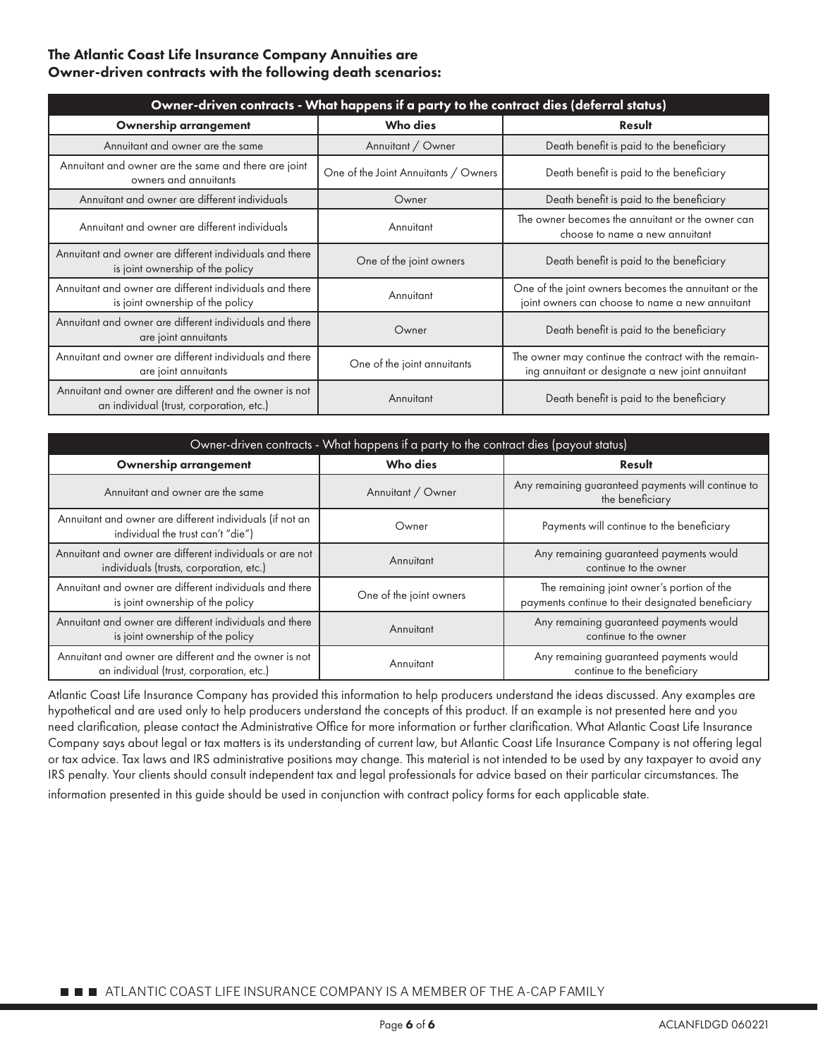**The Atlantic Coast Life Insurance Company Annuities are Owner-driven contracts with the following death scenarios:**

| Owner-driven contracts - What happens if a party to the contract dies (deferral status) | | |
|---|---|---|
| **Ownership arrangement** | **Who dies** | **Result** |
| Annuitant and owner are the same | Annuitant / Owner | Death benefit is paid to the beneficiary |
| Annuitant and owner are the same and there are joint owners and annuitants | One of the Joint Annuitants / Owners | Death benefit is paid to the beneficiary |
| Annuitant and owner are different individuals | Owner | Death benefit is paid to the beneficiary |
| Annuitant and owner are different individuals | Annuitant | The owner becomes the annuitant or the owner can choose to name a new annuitant |
| Annuitant and owner are different individuals and there is joint ownership of the policy | One of the joint owners | Death benefit is paid to the beneficiary |
| Annuitant and owner are different individuals and there is joint ownership of the policy | Annuitant | One of the joint owners becomes the annuitant or the joint owners can choose to name a new annuitant |
| Annuitant and owner are different individuals and there are joint annuitants | Owner | Death benefit is paid to the beneficiary |
| Annuitant and owner are different individuals and there are joint annuitants | One of the joint annuitants | The owner may continue the contract with the remaining annuitant or designate a new joint annuitant |
| Annuitant and owner are different and the owner is not an individual (trust, corporation, etc.) | Annuitant | Death benefit is paid to the beneficiary |

| Owner-driven contracts - What happens if a party to the contract dies (payout status) | | |
|---|---|---|
| **Ownership arrangement** | **Who dies** | **Result** |
| Annuitant and owner are the same | Annuitant / Owner | Any remaining guaranteed payments will continue to the beneficiary |
| Annuitant and owner are different individuals (if not an individual the trust can't "die") | Owner | Payments will continue to the beneficiary |
| Annuitant and owner are different individuals or are not individuals (trusts, corporation, etc.) | Annuitant | Any remaining guaranteed payments would continue to the owner |
| Annuitant and owner are different individuals and there is joint ownership of the policy | One of the joint owners | The remaining joint owner's portion of the payments continue to their designated beneficiary |
| Annuitant and owner are different individuals and there is joint ownership of the policy | Annuitant | Any remaining guaranteed payments would continue to the owner |
| Annuitant and owner are different and the owner is not an individual (trust, corporation, etc.) | Annuitant | Any remaining guaranteed payments would continue to the beneficiary |

Atlantic Coast Life Insurance Company has provided this information to help producers understand the ideas discussed. Any examples are hypothetical and are used only to help producers understand the concepts of this product. If an example is not presented here and you need clarification, please contact the Administrative Office for more information or further clarification. What Atlantic Coast Life Insurance Company says about legal or tax matters is its understanding of current law, but Atlantic Coast Life Insurance Company is not offering legal or tax advice. Tax laws and IRS administrative positions may change. This material is not intended to be used by any taxpayer to avoid any IRS penalty. Your clients should consult independent tax and legal professionals for advice based on their particular circumstances. The information presented in this guide should be used in conjunction with contract policy forms for each applicable state.

ATLANTIC COAST LIFE INSURANCE COMPANY IS A MEMBER OF THE A-CAP FAMILY

ACLANFLDGD 060221